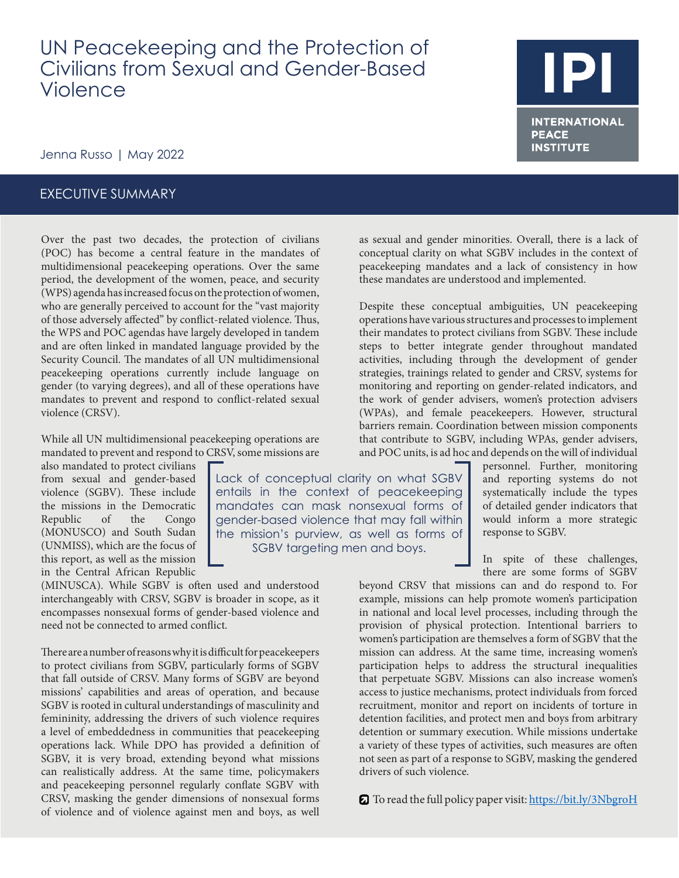# UN Peacekeeping and the Protection of Civilians from Sexual and Gender-Based Violence

**IPI**

INTERNATIONAL PEACE INSTITUTE

Jenna Russo | May 2022

## EXECUTIVE SUMMARY

Over the past two decades, the protection of civilians (POC) has become a central feature in the mandates of multidimensional peacekeeping operations. Over the same period, the development of the women, peace, and security (WPS) agenda has increased focus on the protection of women, who are generally perceived to account for the "vast majority of those adversely affected" by conflict-related violence. Thus, the WPS and POC agendas have largely developed in tandem and are often linked in mandated language provided by the Security Council. The mandates of all UN multidimensional peacekeeping operations currently include language on gender (to varying degrees), and all of these operations have mandates to prevent and respond to conflict-related sexual violence (CRSV).

While all UN multidimensional peacekeeping operations are mandated to prevent and respond to CRSV, some missions are also mandated to protect civilians from sexual and gender-based violence (SGBV). These include the missions in the Democratic Republic of the Congo (MONUSCO) and South Sudan (UNMISS), which are the focus of this report, as well as the mission in the Central African Republic (MINUSCA). While SGBV is often used and understood interchangeably with CRSV, SGBV is broader in scope, as it encompasses nonsexual forms of gender-based violence and need not be connected to armed conflict.

> Lack of conceptual clarity on what SGBV entails in the context of peacekeeping mandates can mask nonsexual forms of gender-based violence that may fall within the mission's purview, as well as forms of SGBV targeting men and boys.

There are a number of reasons why it is difficult for peacekeepers to protect civilians from SGBV, particularly forms of SGBV that fall outside of CRSV. Many forms of SGBV are beyond missions' capabilities and areas of operation, and because SGBV is rooted in cultural understandings of masculinity and femininity, addressing the drivers of such violence requires a level of embeddedness in communities that peacekeeping operations lack. While DPO has provided a definition of SGBV, it is very broad, extending beyond what missions can realistically address. At the same time, policymakers and peacekeeping personnel regularly conflate SGBV with CRSV, masking the gender dimensions of nonsexual forms of violence and of violence against men and boys, as well as sexual and gender minorities. Overall, there is a lack of conceptual clarity on what SGBV includes in the context of peacekeeping mandates and a lack of consistency in how these mandates are understood and implemented.

Despite these conceptual ambiguities, UN peacekeeping operations have various structures and processes to implement their mandates to protect civilians from SGBV. These include steps to better integrate gender throughout mandated activities, including through the development of gender strategies, trainings related to gender and CRSV, systems for monitoring and reporting on gender-related indicators, and the work of gender advisers, women's protection advisers (WPAs), and female peacekeepers. However, structural barriers remain. Coordination between mission components that contribute to SGBV, including WPAs, gender advisers, and POC units, is ad hoc and depends on the will of individual personnel. Further, monitoring and reporting systems do not systematically include the types of detailed gender indicators that would inform a more strategic response to SGBV.

In spite of these challenges, there are some forms of SGBV beyond CRSV that missions can and do respond to. For example, missions can help promote women's participation in national and local level processes, including through the provision of physical protection. Intentional barriers to women's participation are themselves a form of SGBV that the mission can address. At the same time, increasing women's participation helps to address the structural inequalities that perpetuate SGBV. Missions can also increase women's access to justice mechanisms, protect individuals from forced recruitment, monitor and report on incidents of torture in detention facilities, and protect men and boys from arbitrary detention or summary execution. While missions undertake a variety of these types of activities, such measures are often not seen as part of a response to SGBV, masking the gendered drivers of such violence.

To read the full policy paper visit: https://bit.ly/3NbgroH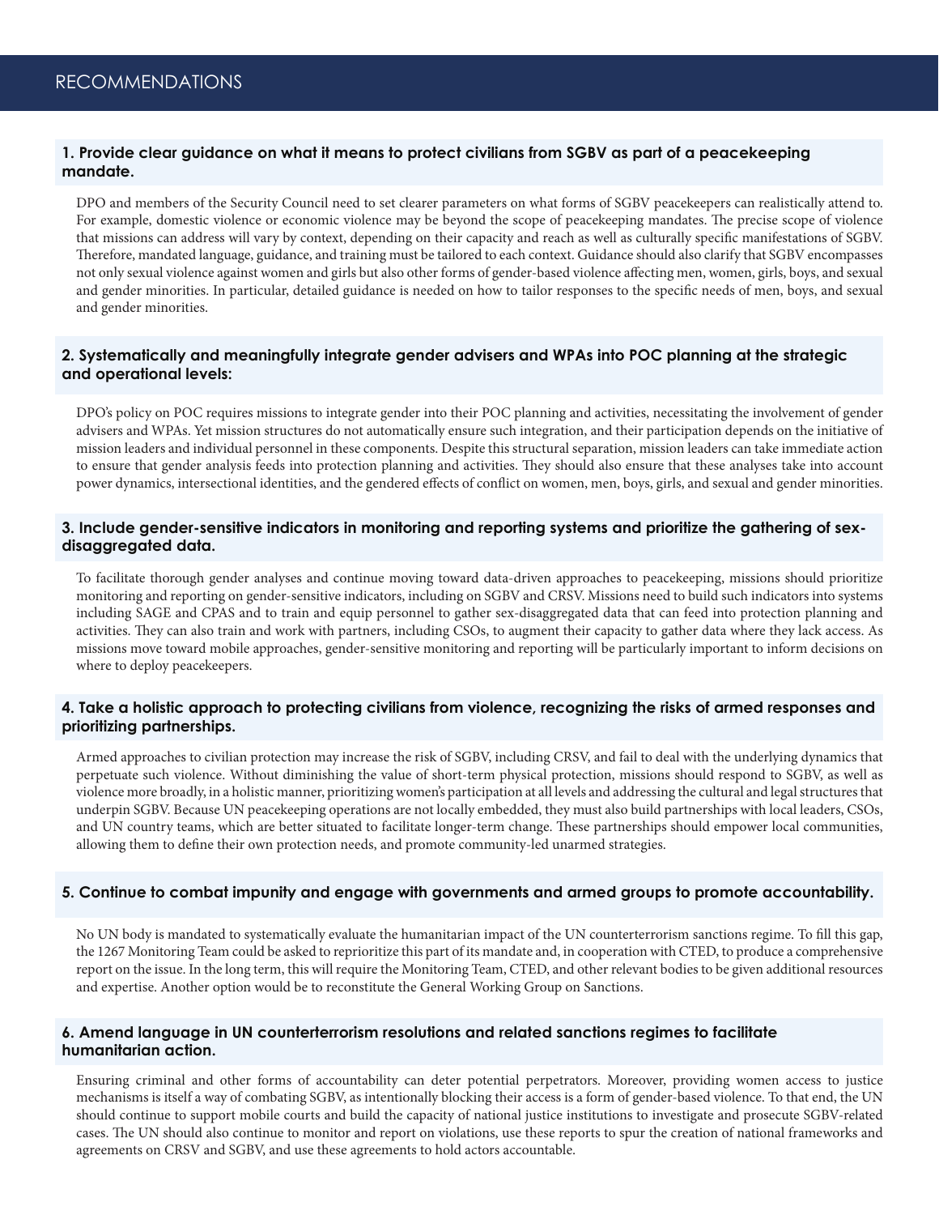# RECOMMENDATIONS

### 1. Provide clear guidance on what it means to protect civilians from SGBV as part of a peacekeeping mandate.

DPO and members of the Security Council need to set clearer parameters on what forms of SGBV peacekeepers can realistically attend to. For example, domestic violence or economic violence may be beyond the scope of peacekeeping mandates. The precise scope of violence that missions can address will vary by context, depending on their capacity and reach as well as culturally specific manifestations of SGBV. Therefore, mandated language, guidance, and training must be tailored to each context. Guidance should also clarify that SGBV encompasses not only sexual violence against women and girls but also other forms of gender-based violence affecting men, women, girls, boys, and sexual and gender minorities. In particular, detailed guidance is needed on how to tailor responses to the specific needs of men, boys, and sexual and gender minorities.

### 2. Systematically and meaningfully integrate gender advisers and WPAs into POC planning at the strategic and operational levels:

DPO's policy on POC requires missions to integrate gender into their POC planning and activities, necessitating the involvement of gender advisers and WPAs. Yet mission structures do not automatically ensure such integration, and their participation depends on the initiative of mission leaders and individual personnel in these components. Despite this structural separation, mission leaders can take immediate action to ensure that gender analysis feeds into protection planning and activities. They should also ensure that these analyses take into account power dynamics, intersectional identities, and the gendered effects of conflict on women, men, boys, girls, and sexual and gender minorities.

### 3. Include gender-sensitive indicators in monitoring and reporting systems and prioritize the gathering of sex-disaggregated data.

To facilitate thorough gender analyses and continue moving toward data-driven approaches to peacekeeping, missions should prioritize monitoring and reporting on gender-sensitive indicators, including on SGBV and CRSV. Missions need to build such indicators into systems including SAGE and CPAS and to train and equip personnel to gather sex-disaggregated data that can feed into protection planning and activities. They can also train and work with partners, including CSOs, to augment their capacity to gather data where they lack access. As missions move toward mobile approaches, gender-sensitive monitoring and reporting will be particularly important to inform decisions on where to deploy peacekeepers.

### 4. Take a holistic approach to protecting civilians from violence, recognizing the risks of armed responses and prioritizing partnerships.

Armed approaches to civilian protection may increase the risk of SGBV, including CRSV, and fail to deal with the underlying dynamics that perpetuate such violence. Without diminishing the value of short-term physical protection, missions should respond to SGBV, as well as violence more broadly, in a holistic manner, prioritizing women's participation at all levels and addressing the cultural and legal structures that underpin SGBV. Because UN peacekeeping operations are not locally embedded, they must also build partnerships with local leaders, CSOs, and UN country teams, which are better situated to facilitate longer-term change. These partnerships should empower local communities, allowing them to define their own protection needs, and promote community-led unarmed strategies.

### 5. Continue to combat impunity and engage with governments and armed groups to promote accountability.

No UN body is mandated to systematically evaluate the humanitarian impact of the UN counterterrorism sanctions regime. To fill this gap, the 1267 Monitoring Team could be asked to reprioritize this part of its mandate and, in cooperation with CTED, to produce a comprehensive report on the issue. In the long term, this will require the Monitoring Team, CTED, and other relevant bodies to be given additional resources and expertise. Another option would be to reconstitute the General Working Group on Sanctions.

### 6. Amend language in UN counterterrorism resolutions and related sanctions regimes to facilitate humanitarian action.

Ensuring criminal and other forms of accountability can deter potential perpetrators. Moreover, providing women access to justice mechanisms is itself a way of combating SGBV, as intentionally blocking their access is a form of gender-based violence. To that end, the UN should continue to support mobile courts and build the capacity of national justice institutions to investigate and prosecute SGBV-related cases. The UN should also continue to monitor and report on violations, use these reports to spur the creation of national frameworks and agreements on CRSV and SGBV, and use these agreements to hold actors accountable.